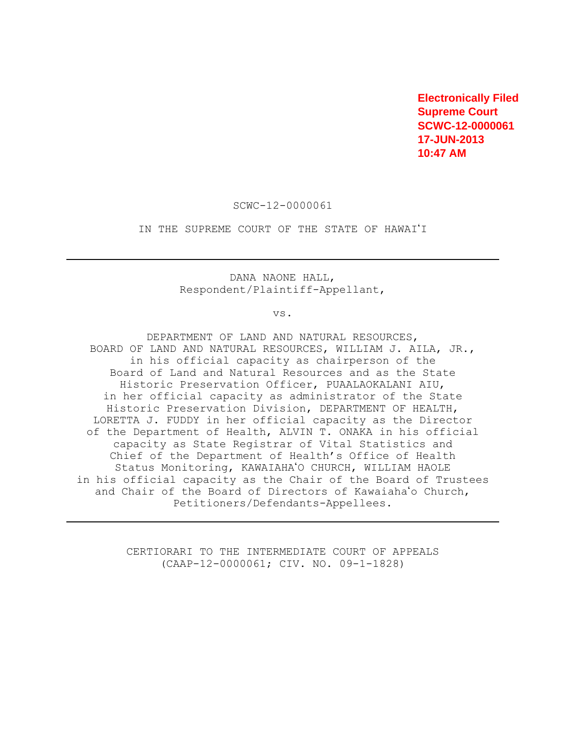**Electronically Filed**
**Supreme Court**
**SCWC-12-0000061**
**17-JUN-2013**
**10:47 AM**

SCWC-12-0000061

IN THE SUPREME COURT OF THE STATE OF HAWAIʻI

---

DANA NAONE HALL,
Respondent/Plaintiff-Appellant,

vs.

DEPARTMENT OF LAND AND NATURAL RESOURCES,
BOARD OF LAND AND NATURAL RESOURCES, WILLIAM J. AILA, JR.,
in his official capacity as chairperson of the
Board of Land and Natural Resources and as the State
Historic Preservation Officer, PUAALAOKALANI AIU,
in her official capacity as administrator of the State
Historic Preservation Division, DEPARTMENT OF HEALTH,
LORETTA J. FUDDY in her official capacity as the Director
of the Department of Health, ALVIN T. ONAKA in his official
capacity as State Registrar of Vital Statistics and
Chief of the Department of Health's Office of Health
Status Monitoring, KAWAIAHAʻO CHURCH, WILLIAM HAOLE
in his official capacity as the Chair of the Board of Trustees
and Chair of the Board of Directors of Kawaiahaʻo Church,
Petitioners/Defendants-Appellees.

---

CERTIORARI TO THE INTERMEDIATE COURT OF APPEALS
(CAAP-12-0000061; CIV. NO. 09-1-1828)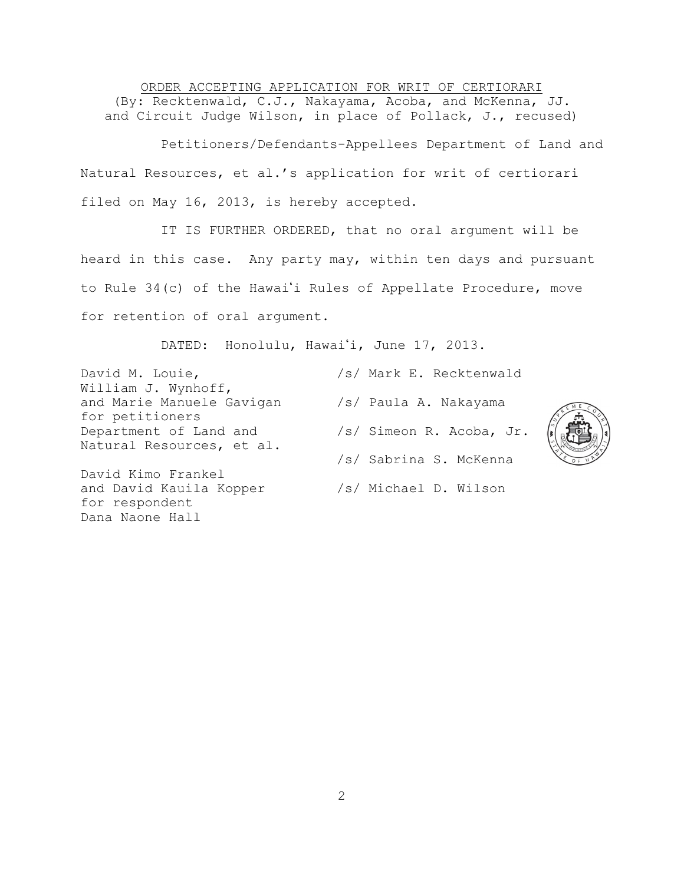ORDER ACCEPTING APPLICATION FOR WRIT OF CERTIORARI

(By: Recktenwald, C.J., Nakayama, Acoba, and McKenna, JJ. and Circuit Judge Wilson, in place of Pollack, J., recused)

Petitioners/Defendants-Appellees Department of Land and Natural Resources, et al.'s application for writ of certiorari filed on May 16, 2013, is hereby accepted.

IT IS FURTHER ORDERED, that no oral argument will be heard in this case. Any party may, within ten days and pursuant to Rule 34(c) of the Hawaiʻi Rules of Appellate Procedure, move for retention of oral argument.

DATED: Honolulu, Hawaiʻi, June 17, 2013.

David M. Louie,
William J. Wynhoff,
and Marie Manuele Gavigan
for petitioners
Department of Land and
Natural Resources, et al.

David Kimo Frankel
and David Kauila Kopper
for respondent
Dana Naone Hall

/s/ Mark E. Recktenwald

/s/ Paula A. Nakayama

/s/ Simeon R. Acoba, Jr.

/s/ Sabrina S. McKenna

/s/ Michael D. Wilson